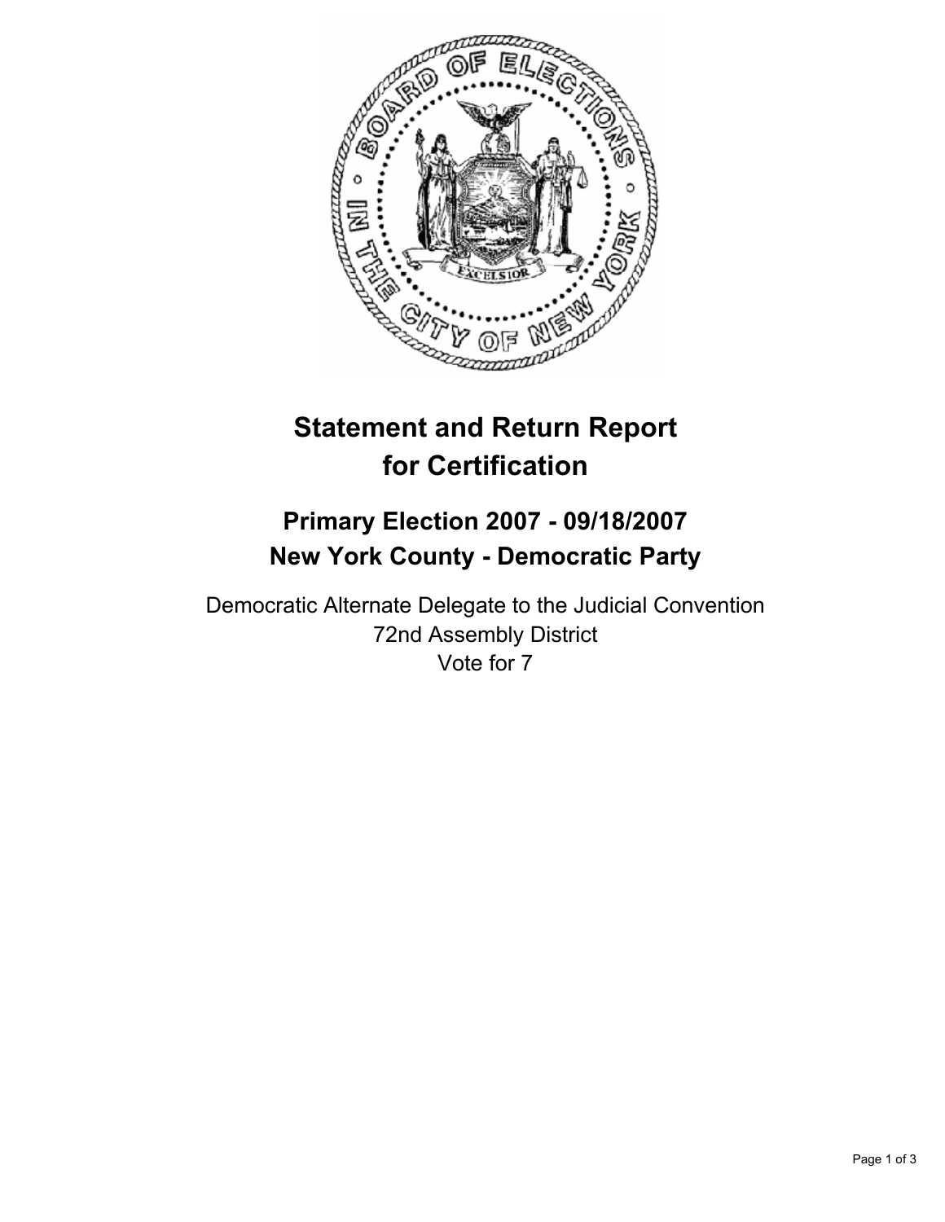# Statement and Return Report for Certification

## Primary Election 2007 - 09/18/2007
## New York County - Democratic Party

Democratic Alternate Delegate to the Judicial Convention
72nd Assembly District
Vote for 7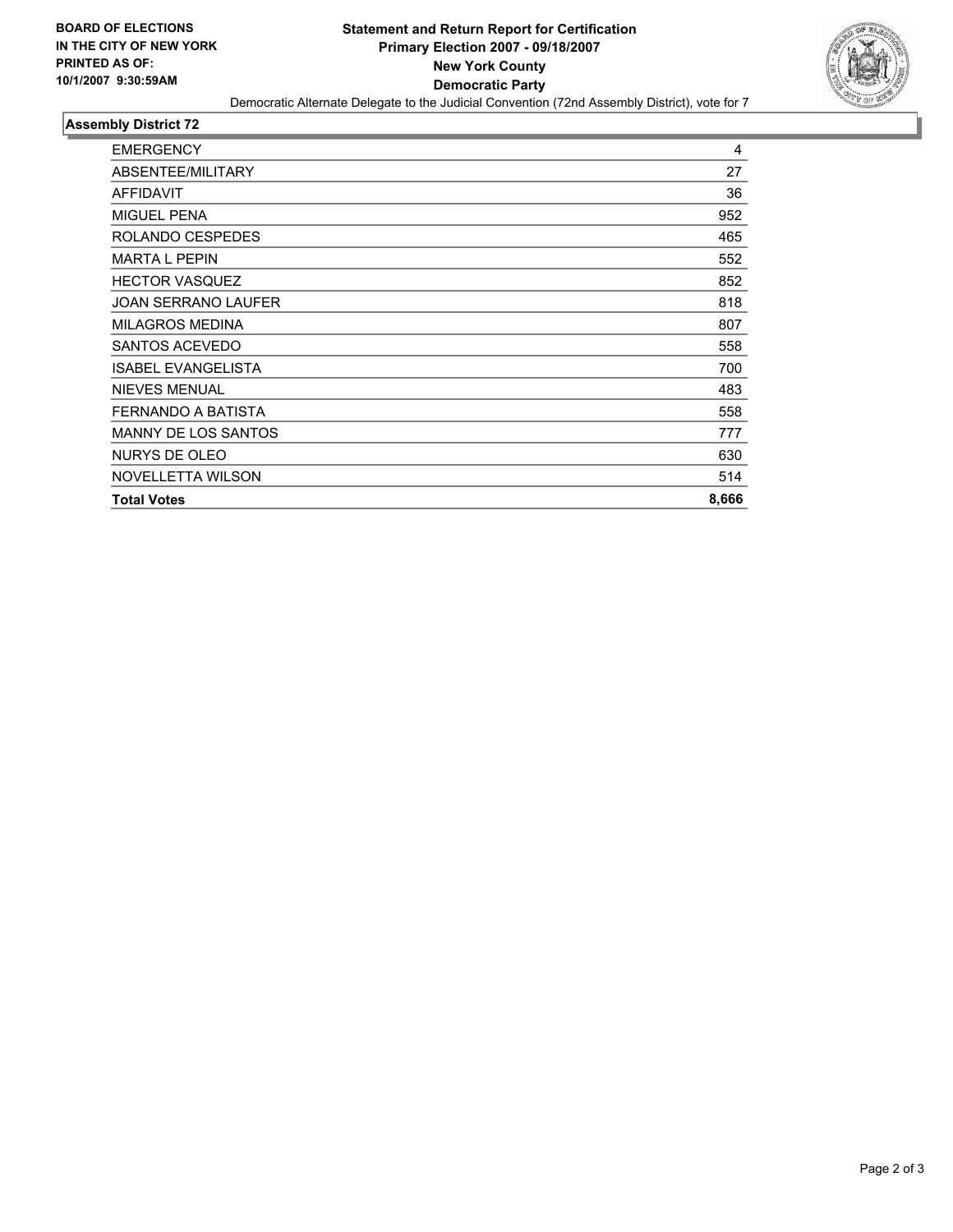**BOARD OF ELECTIONS IN THE CITY OF NEW YORK PRINTED AS OF: 10/1/2007 9:30:59AM**

# Statement and Return Report for Certification
## Primary Election 2007 - 09/18/2007
## New York County
## Democratic Party

Democratic Alternate Delegate to the Judicial Convention (72nd Assembly District), vote for 7

### Assembly District 72

| | |
|---|---|
| EMERGENCY | 4 |
| ABSENTEE/MILITARY | 27 |
| AFFIDAVIT | 36 |
| MIGUEL PENA | 952 |
| ROLANDO CESPEDES | 465 |
| MARTA L PEPIN | 552 |
| HECTOR VASQUEZ | 852 |
| JOAN SERRANO LAUFER | 818 |
| MILAGROS MEDINA | 807 |
| SANTOS ACEVEDO | 558 |
| ISABEL EVANGELISTA | 700 |
| NIEVES MENUAL | 483 |
| FERNANDO A BATISTA | 558 |
| MANNY DE LOS SANTOS | 777 |
| NURYS DE OLEO | 630 |
| NOVELLETTA WILSON | 514 |
| **Total Votes** | **8,666** |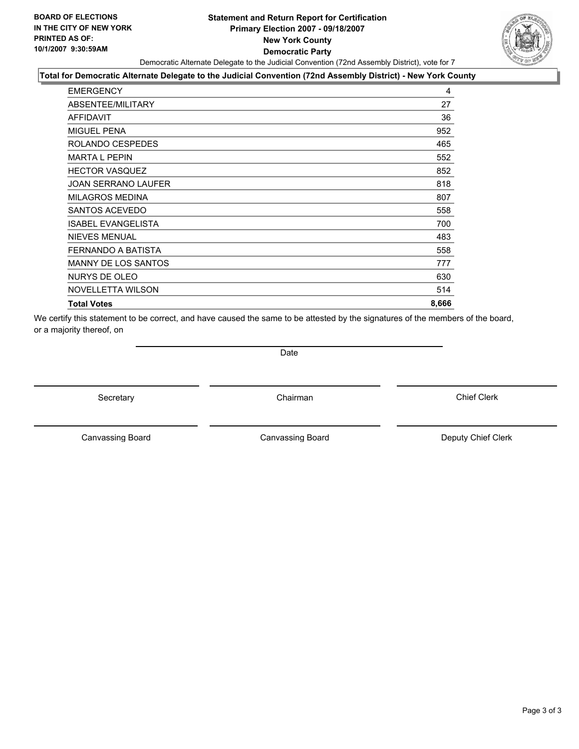**BOARD OF ELECTIONS IN THE CITY OF NEW YORK PRINTED AS OF: 10/1/2007 9:30:59AM**

**Statement and Return Report for Certification**
**Primary Election 2007 - 09/18/2007**
**New York County**
**Democratic Party**

Democratic Alternate Delegate to the Judicial Convention (72nd Assembly District), vote for 7

**Total for Democratic Alternate Delegate to the Judicial Convention (72nd Assembly District) - New York County**

| | |
|---|---|
| EMERGENCY | 4 |
| ABSENTEE/MILITARY | 27 |
| AFFIDAVIT | 36 |
| MIGUEL PENA | 952 |
| ROLANDO CESPEDES | 465 |
| MARTA L PEPIN | 552 |
| HECTOR VASQUEZ | 852 |
| JOAN SERRANO LAUFER | 818 |
| MILAGROS MEDINA | 807 |
| SANTOS ACEVEDO | 558 |
| ISABEL EVANGELISTA | 700 |
| NIEVES MENUAL | 483 |
| FERNANDO A BATISTA | 558 |
| MANNY DE LOS SANTOS | 777 |
| NURYS DE OLEO | 630 |
| NOVELLETTA WILSON | 514 |
| **Total Votes** | **8,666** |

We certify this statement to be correct, and have caused the same to be attested by the signatures of the members of the board, or a majority thereof, on

Date

Secretary

Chairman

Chief Clerk

Canvassing Board

Canvassing Board

Deputy Chief Clerk